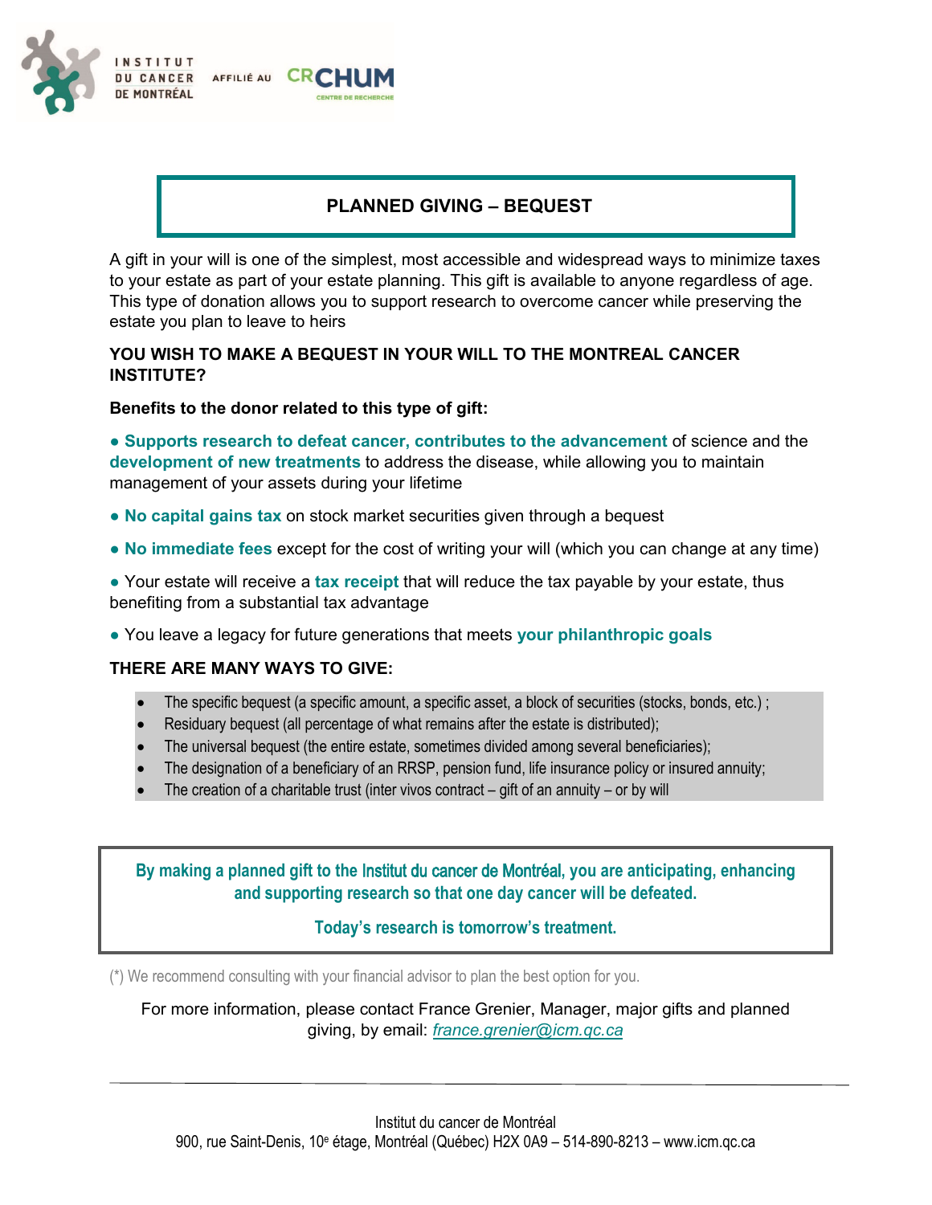INSTITUT DU CANCER DE MONTRÉAL AFFILIÉ AU CRCHUM CENTRE DE RECHERCHE

# PLANNED GIVING – BEQUEST

A gift in your will is one of the simplest, most accessible and widespread ways to minimize taxes to your estate as part of your estate planning. This gift is available to anyone regardless of age. This type of donation allows you to support research to overcome cancer while preserving the estate you plan to leave to heirs

**YOU WISH TO MAKE A BEQUEST IN YOUR WILL TO THE MONTREAL CANCER INSTITUTE?**

**Benefits to the donor related to this type of gift:**

- **Supports research to defeat cancer, contributes to the advancement** of science and the **development of new treatments** to address the disease, while allowing you to maintain management of your assets during your lifetime
- **No capital gains tax** on stock market securities given through a bequest
- **No immediate fees** except for the cost of writing your will (which you can change at any time)
- Your estate will receive a **tax receipt** that will reduce the tax payable by your estate, thus benefiting from a substantial tax advantage
- You leave a legacy for future generations that meets **your philanthropic goals**

**THERE ARE MANY WAYS TO GIVE:**

- The specific bequest (a specific amount, a specific asset, a block of securities (stocks, bonds, etc.) ;
- Residuary bequest (all percentage of what remains after the estate is distributed);
- The universal bequest (the entire estate, sometimes divided among several beneficiaries);
- The designation of a beneficiary of an RRSP, pension fund, life insurance policy or insured annuity;
- The creation of a charitable trust (inter vivos contract – gift of an annuity – or by will

**By making a planned gift to the Institut du cancer de Montréal, you are anticipating, enhancing and supporting research so that one day cancer will be defeated.**

**Today's research is tomorrow's treatment.**

(*) We recommend consulting with your financial advisor to plan the best option for you.

For more information, please contact France Grenier, Manager, major gifts and planned giving, by email: *france.grenier@icm.qc.ca*

Institut du cancer de Montréal
900, rue Saint-Denis, 10e étage, Montréal (Québec) H2X 0A9 – 514-890-8213 – www.icm.qc.ca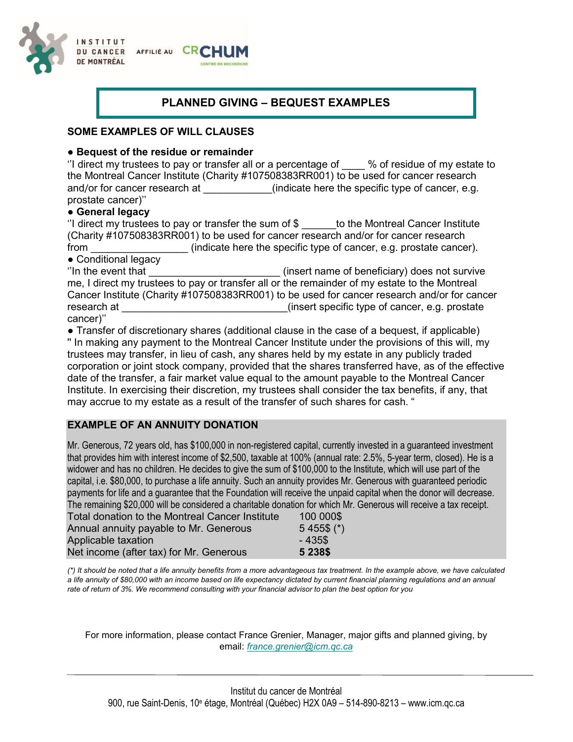INSTITUT DU CANCER DE MONTRÉAL AFFILIÉ AU CRCHUM CENTRE DE RECHERCHE

# PLANNED GIVING – BEQUEST EXAMPLES

## SOME EXAMPLES OF WILL CLAUSES

● **Bequest of the residue or remainder**

''I direct my trustees to pay or transfer all or a percentage of ____ % of residue of my estate to the Montreal Cancer Institute (Charity #107508383RR001) to be used for cancer research and/or for cancer research at ____________(indicate here the specific type of cancer, e.g. prostate cancer)''

● **General legacy**

''I direct my trustees to pay or transfer the sum of $ ______to the Montreal Cancer Institute (Charity #107508383RR001) to be used for cancer research and/or for cancer research from _________________ (indicate here the specific type of cancer, e.g. prostate cancer).

● Conditional legacy

''In the event that ______________________ (insert name of beneficiary) does not survive me, I direct my trustees to pay or transfer all or the remainder of my estate to the Montreal Cancer Institute (Charity #107508383RR001) to be used for cancer research and/or for cancer research at _____________________________(insert specific type of cancer, e.g. prostate cancer)''

● Transfer of discretionary shares (additional clause in the case of a bequest, if applicable)

" In making any payment to the Montreal Cancer Institute under the provisions of this will, my trustees may transfer, in lieu of cash, any shares held by my estate in any publicly traded corporation or joint stock company, provided that the shares transferred have, as of the effective date of the transfer, a fair market value equal to the amount payable to the Montreal Cancer Institute. In exercising their discretion, my trustees shall consider the tax benefits, if any, that may accrue to my estate as a result of the transfer of such shares for cash. "

## EXAMPLE OF AN ANNUITY DONATION

Mr. Generous, 72 years old, has $100,000 in non-registered capital, currently invested in a guaranteed investment that provides him with interest income of $2,500, taxable at 100% (annual rate: 2.5%, 5-year term, closed). He is a widower and has no children. He decides to give the sum of $100,000 to the Institute, which will use part of the capital, i.e. $80,000, to purchase a life annuity. Such an annuity provides Mr. Generous with guaranteed periodic payments for life and a guarantee that the Foundation will receive the unpaid capital when the donor will decrease. The remaining $20,000 will be considered a charitable donation for which Mr. Generous will receive a tax receipt.

| | |
|---|---|
| Total donation to the Montreal Cancer Institute | 100 000$ |
| Annual annuity payable to Mr. Generous | 5 455$ (*) |
| Applicable taxation | - 435$ |
| Net income (after tax) for Mr. Generous | **5 238$** |

*(*) It should be noted that a life annuity benefits from a more advantageous tax treatment. In the example above, we have calculated a life annuity of $80,000 with an income based on life expectancy dictated by current financial planning regulations and an annual rate of return of 3%. We recommend consulting with your financial advisor to plan the best option for you*

For more information, please contact France Grenier, Manager, major gifts and planned giving, by email: *france.grenier@icm.qc.ca*

Institut du cancer de Montréal
900, rue Saint-Denis, 10e étage, Montréal (Québec) H2X 0A9 – 514-890-8213 – www.icm.qc.ca